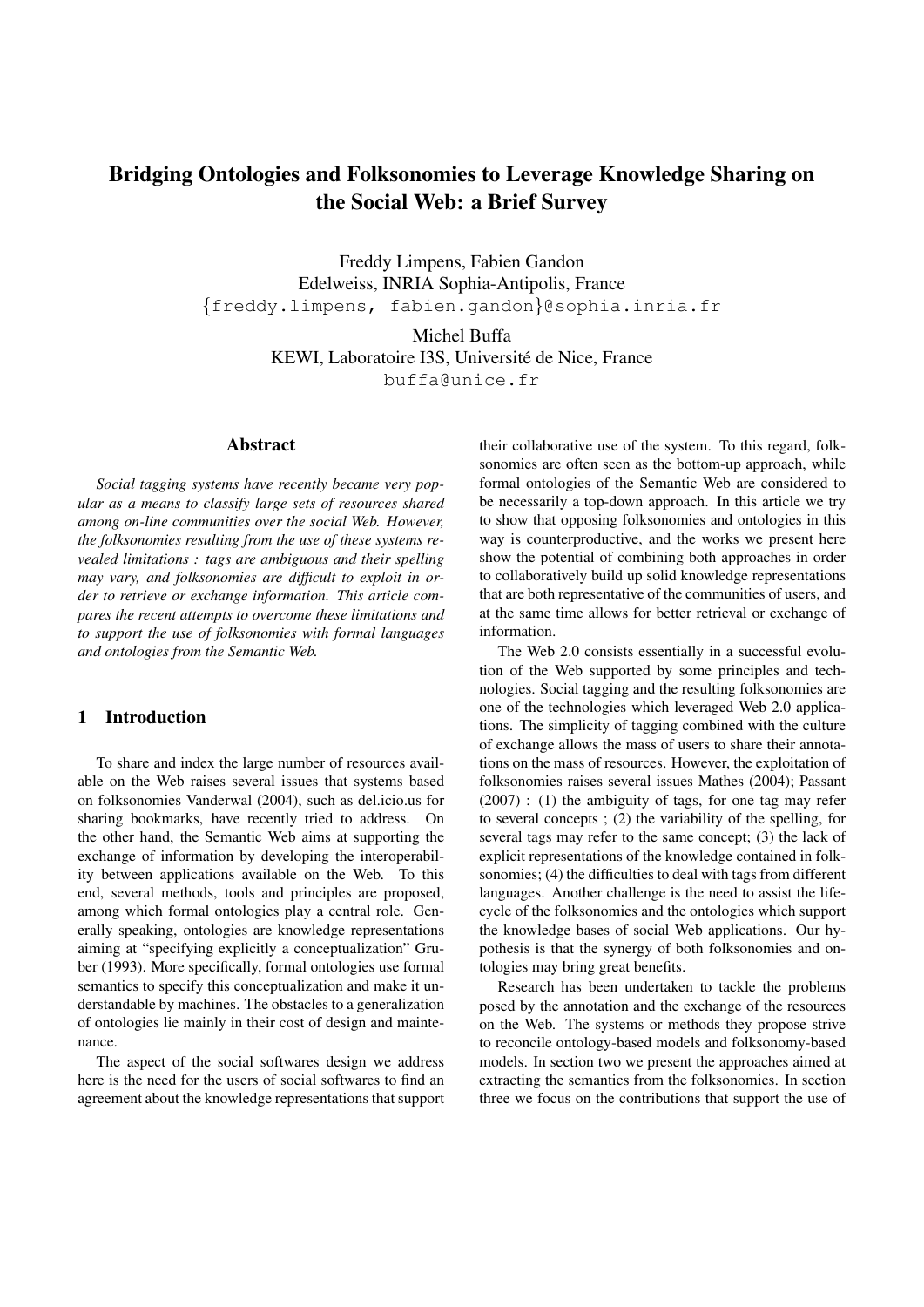# Bridging Ontologies and Folksonomies to Leverage Knowledge Sharing on the Social Web: a Brief Survey

Freddy Limpens, Fabien Gandon
Edelweiss, INRIA Sophia-Antipolis, France
{freddy.limpens, fabien.gandon}@sophia.inria.fr

Michel Buffa
KEWI, Laboratoire I3S, Université de Nice, France
buffa@unice.fr

## Abstract

*Social tagging systems have recently became very popular as a means to classify large sets of resources shared among on-line communities over the social Web. However, the folksonomies resulting from the use of these systems revealed limitations : tags are ambiguous and their spelling may vary, and folksonomies are difficult to exploit in order to retrieve or exchange information. This article compares the recent attempts to overcome these limitations and to support the use of folksonomies with formal languages and ontologies from the Semantic Web.*

## 1 Introduction

To share and index the large number of resources available on the Web raises several issues that systems based on folksonomies Vanderwal (2004), such as del.icio.us for sharing bookmarks, have recently tried to address. On the other hand, the Semantic Web aims at supporting the exchange of information by developing the interoperability between applications available on the Web. To this end, several methods, tools and principles are proposed, among which formal ontologies play a central role. Generally speaking, ontologies are knowledge representations aiming at "specifying explicitly a conceptualization" Gruber (1993). More specifically, formal ontologies use formal semantics to specify this conceptualization and make it understandable by machines. The obstacles to a generalization of ontologies lie mainly in their cost of design and maintenance.

The aspect of the social softwares design we address here is the need for the users of social softwares to find an agreement about the knowledge representations that support their collaborative use of the system. To this regard, folksonomies are often seen as the bottom-up approach, while formal ontologies of the Semantic Web are considered to be necessarily a top-down approach. In this article we try to show that opposing folksonomies and ontologies in this way is counterproductive, and the works we present here show the potential of combining both approaches in order to collaboratively build up solid knowledge representations that are both representative of the communities of users, and at the same time allows for better retrieval or exchange of information.

The Web 2.0 consists essentially in a successful evolution of the Web supported by some principles and technologies. Social tagging and the resulting folksonomies are one of the technologies which leveraged Web 2.0 applications. The simplicity of tagging combined with the culture of exchange allows the mass of users to share their annotations on the mass of resources. However, the exploitation of folksonomies raises several issues Mathes (2004); Passant (2007) : (1) the ambiguity of tags, for one tag may refer to several concepts ; (2) the variability of the spelling, for several tags may refer to the same concept; (3) the lack of explicit representations of the knowledge contained in folksonomies; (4) the difficulties to deal with tags from different languages. Another challenge is the need to assist the lifecycle of the folksonomies and the ontologies which support the knowledge bases of social Web applications. Our hypothesis is that the synergy of both folksonomies and ontologies may bring great benefits.

Research has been undertaken to tackle the problems posed by the annotation and the exchange of the resources on the Web. The systems or methods they propose strive to reconcile ontology-based models and folksonomy-based models. In section two we present the approaches aimed at extracting the semantics from the folksonomies. In section three we focus on the contributions that support the use of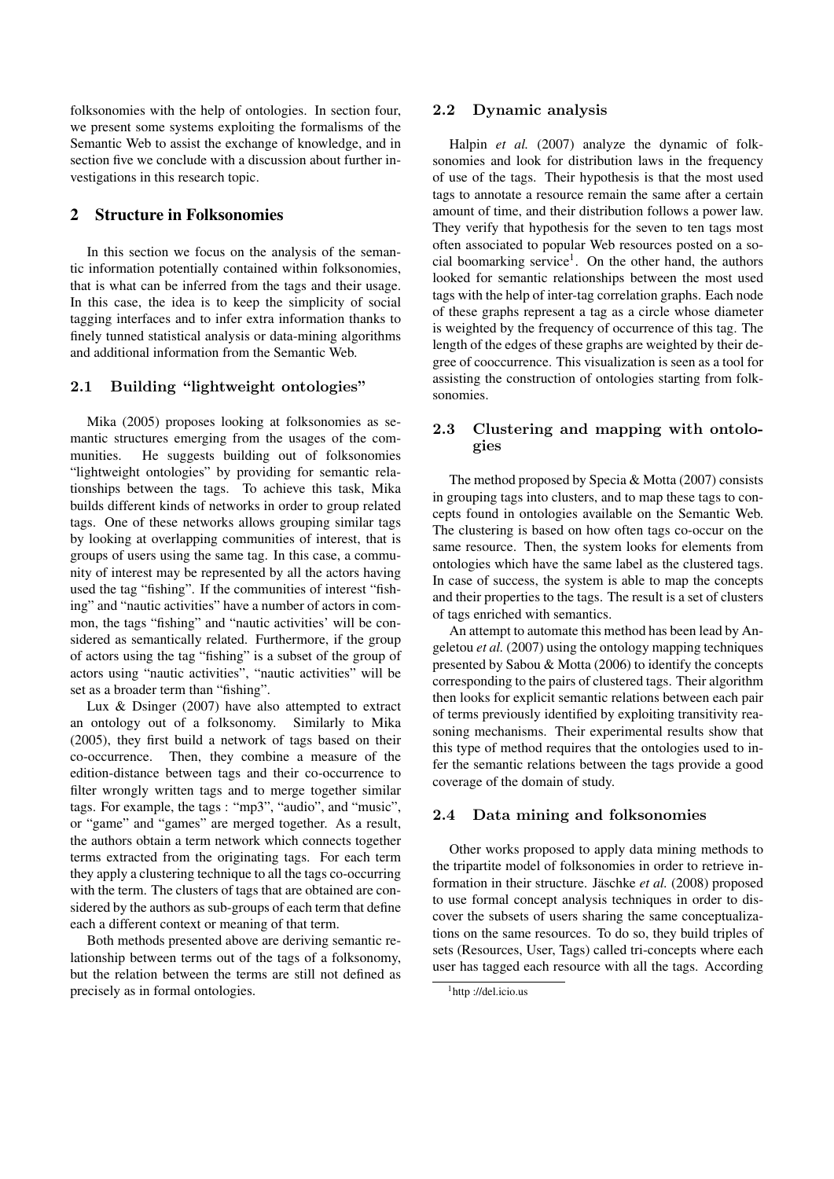folksonomies with the help of ontologies. In section four, we present some systems exploiting the formalisms of the Semantic Web to assist the exchange of knowledge, and in section five we conclude with a discussion about further investigations in this research topic.

## 2 Structure in Folksonomies

In this section we focus on the analysis of the semantic information potentially contained within folksonomies, that is what can be inferred from the tags and their usage. In this case, the idea is to keep the simplicity of social tagging interfaces and to infer extra information thanks to finely tunned statistical analysis or data-mining algorithms and additional information from the Semantic Web.

### 2.1 Building "lightweight ontologies"

Mika (2005) proposes looking at folksonomies as semantic structures emerging from the usages of the communities. He suggests building out of folksonomies "lightweight ontologies" by providing for semantic relationships between the tags. To achieve this task, Mika builds different kinds of networks in order to group related tags. One of these networks allows grouping similar tags by looking at overlapping communities of interest, that is groups of users using the same tag. In this case, a community of interest may be represented by all the actors having used the tag "fishing". If the communities of interest "fishing" and "nautic activities" have a number of actors in common, the tags "fishing" and "nautic activities' will be considered as semantically related. Furthermore, if the group of actors using the tag "fishing" is a subset of the group of actors using "nautic activities", "nautic activities" will be set as a broader term than "fishing".

Lux & Dsinger (2007) have also attempted to extract an ontology out of a folksonomy. Similarly to Mika (2005), they first build a network of tags based on their co-occurrence. Then, they combine a measure of the edition-distance between tags and their co-occurrence to filter wrongly written tags and to merge together similar tags. For example, the tags : "mp3", "audio", and "music", or "game" and "games" are merged together. As a result, the authors obtain a term network which connects together terms extracted from the originating tags. For each term they apply a clustering technique to all the tags co-occurring with the term. The clusters of tags that are obtained are considered by the authors as sub-groups of each term that define each a different context or meaning of that term.

Both methods presented above are deriving semantic relationship between terms out of the tags of a folksonomy, but the relation between the terms are still not defined as precisely as in formal ontologies.

### 2.2 Dynamic analysis

Halpin *et al.* (2007) analyze the dynamic of folksonomies and look for distribution laws in the frequency of use of the tags. Their hypothesis is that the most used tags to annotate a resource remain the same after a certain amount of time, and their distribution follows a power law. They verify that hypothesis for the seven to ten tags most often associated to popular Web resources posted on a social boomarking service[1]. On the other hand, the authors looked for semantic relationships between the most used tags with the help of inter-tag correlation graphs. Each node of these graphs represent a tag as a circle whose diameter is weighted by the frequency of occurrence of this tag. The length of the edges of these graphs are weighted by their degree of cooccurrence. This visualization is seen as a tool for assisting the construction of ontologies starting from folksonomies.

### 2.3 Clustering and mapping with ontologies

The method proposed by Specia & Motta (2007) consists in grouping tags into clusters, and to map these tags to concepts found in ontologies available on the Semantic Web. The clustering is based on how often tags co-occur on the same resource. Then, the system looks for elements from ontologies which have the same label as the clustered tags. In case of success, the system is able to map the concepts and their properties to the tags. The result is a set of clusters of tags enriched with semantics.

An attempt to automate this method has been lead by Angeletou *et al.* (2007) using the ontology mapping techniques presented by Sabou & Motta (2006) to identify the concepts corresponding to the pairs of clustered tags. Their algorithm then looks for explicit semantic relations between each pair of terms previously identified by exploiting transitivity reasoning mechanisms. Their experimental results show that this type of method requires that the ontologies used to infer the semantic relations between the tags provide a good coverage of the domain of study.

### 2.4 Data mining and folksonomies

Other works proposed to apply data mining methods to the tripartite model of folksonomies in order to retrieve information in their structure. Jäschke *et al.* (2008) proposed to use formal concept analysis techniques in order to discover the subsets of users sharing the same conceptualizations on the same resources. To do so, they build triples of sets (Resources, User, Tags) called tri-concepts where each user has tagged each resource with all the tags. According

[1] http ://del.icio.us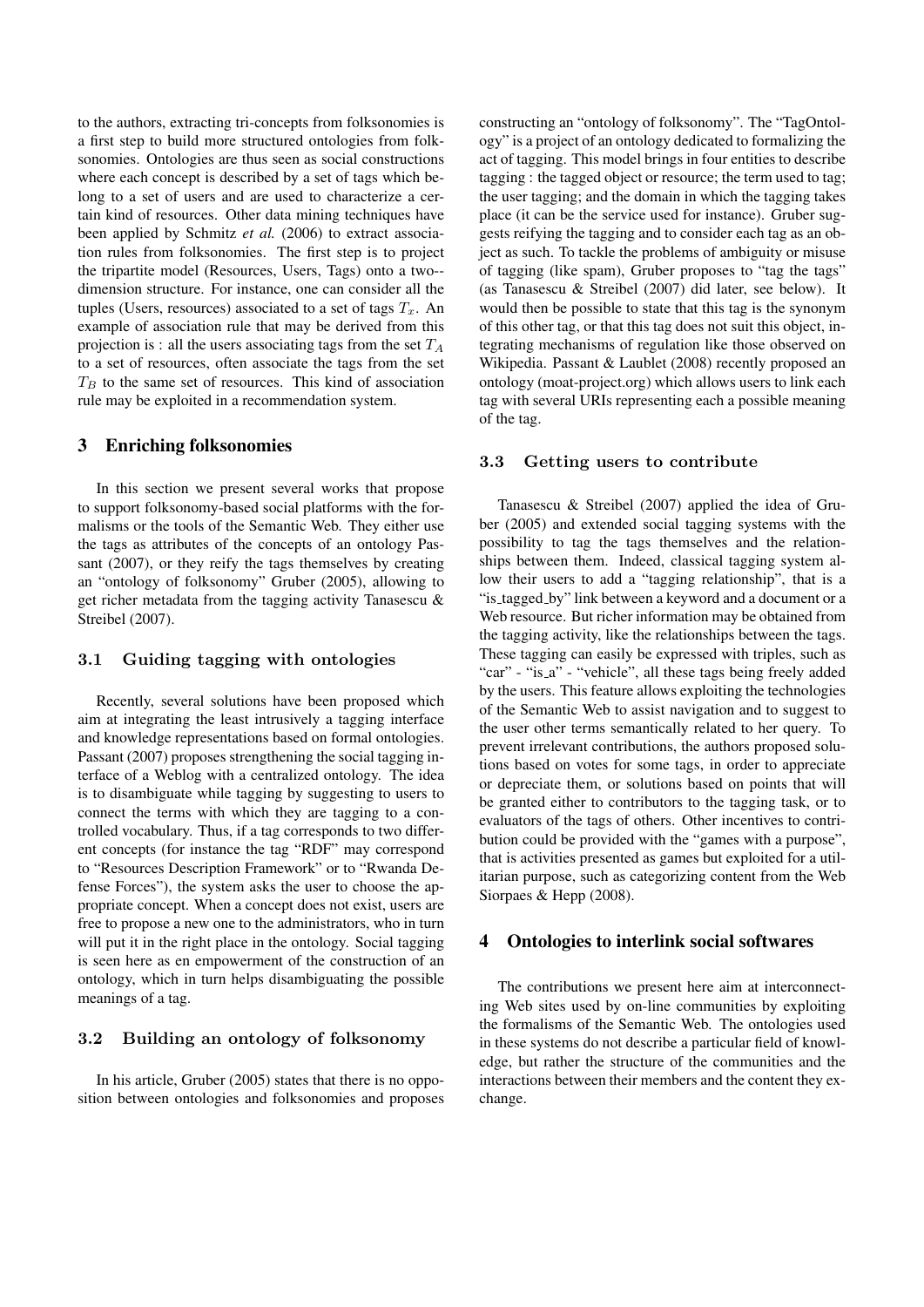to the authors, extracting tri-concepts from folksonomies is a first step to build more structured ontologies from folksonomies. Ontologies are thus seen as social constructions where each concept is described by a set of tags which belong to a set of users and are used to characterize a certain kind of resources. Other data mining techniques have been applied by Schmitz *et al.* (2006) to extract association rules from folksonomies. The first step is to project the tripartite model (Resources, Users, Tags) onto a two-dimension structure. For instance, one can consider all the tuples (Users, resources) associated to a set of tags $T_x$. An example of association rule that may be derived from this projection is : all the users associating tags from the set $T_A$ to a set of resources, often associate the tags from the set $T_B$ to the same set of resources. This kind of association rule may be exploited in a recommendation system.

## 3 Enriching folksonomies

In this section we present several works that propose to support folksonomy-based social platforms with the formalisms or the tools of the Semantic Web. They either use the tags as attributes of the concepts of an ontology Passant (2007), or they reify the tags themselves by creating an "ontology of folksonomy" Gruber (2005), allowing to get richer metadata from the tagging activity Tanasescu & Streibel (2007).

### 3.1 Guiding tagging with ontologies

Recently, several solutions have been proposed which aim at integrating the least intrusively a tagging interface and knowledge representations based on formal ontologies. Passant (2007) proposes strengthening the social tagging interface of a Weblog with a centralized ontology. The idea is to disambiguate while tagging by suggesting to users to connect the terms with which they are tagging to a controlled vocabulary. Thus, if a tag corresponds to two different concepts (for instance the tag "RDF" may correspond to "Resources Description Framework" or to "Rwanda Defense Forces"), the system asks the user to choose the appropriate concept. When a concept does not exist, users are free to propose a new one to the administrators, who in turn will put it in the right place in the ontology. Social tagging is seen here as en empowerment of the construction of an ontology, which in turn helps disambiguating the possible meanings of a tag.

### 3.2 Building an ontology of folksonomy

In his article, Gruber (2005) states that there is no opposition between ontologies and folksonomies and proposes constructing an "ontology of folksonomy". The "TagOntology" is a project of an ontology dedicated to formalizing the act of tagging. This model brings in four entities to describe tagging : the tagged object or resource; the term used to tag; the user tagging; and the domain in which the tagging takes place (it can be the service used for instance). Gruber suggests reifying the tagging and to consider each tag as an object as such. To tackle the problems of ambiguity or misuse of tagging (like spam), Gruber proposes to "tag the tags" (as Tanasescu & Streibel (2007) did later, see below). It would then be possible to state that this tag is the synonym of this other tag, or that this tag does not suit this object, integrating mechanisms of regulation like those observed on Wikipedia. Passant & Laublet (2008) recently proposed an ontology (moat-project.org) which allows users to link each tag with several URIs representing each a possible meaning of the tag.

### 3.3 Getting users to contribute

Tanasescu & Streibel (2007) applied the idea of Gruber (2005) and extended social tagging systems with the possibility to tag the tags themselves and the relationships between them. Indeed, classical tagging system allow their users to add a "tagging relationship", that is a "is_tagged_by" link between a keyword and a document or a Web resource. But richer information may be obtained from the tagging activity, like the relationships between the tags. These tagging can easily be expressed with triples, such as "car" - "is_a" - "vehicle", all these tags being freely added by the users. This feature allows exploiting the technologies of the Semantic Web to assist navigation and to suggest to the user other terms semantically related to her query. To prevent irrelevant contributions, the authors proposed solutions based on votes for some tags, in order to appreciate or depreciate them, or solutions based on points that will be granted either to contributors to the tagging task, or to evaluators of the tags of others. Other incentives to contribution could be provided with the "games with a purpose", that is activities presented as games but exploited for a utilitarian purpose, such as categorizing content from the Web Siorpaes & Hepp (2008).

## 4 Ontologies to interlink social softwares

The contributions we present here aim at interconnecting Web sites used by on-line communities by exploiting the formalisms of the Semantic Web. The ontologies used in these systems do not describe a particular field of knowledge, but rather the structure of the communities and the interactions between their members and the content they exchange.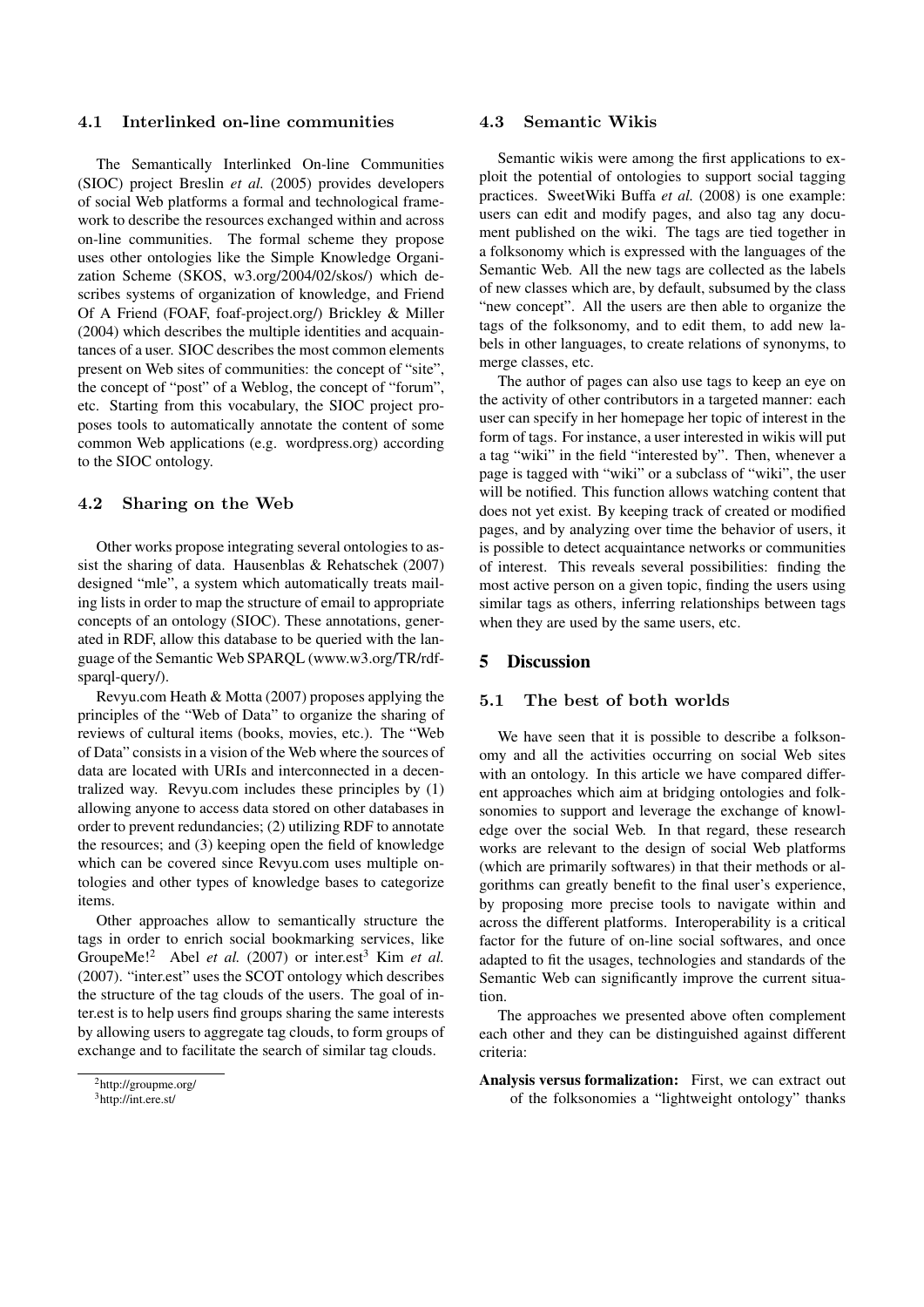### 4.1 Interlinked on-line communities

The Semantically Interlinked On-line Communities (SIOC) project Breslin *et al.* (2005) provides developers of social Web platforms a formal and technological framework to describe the resources exchanged within and across on-line communities. The formal scheme they propose uses other ontologies like the Simple Knowledge Organization Scheme (SKOS, w3.org/2004/02/skos/) which describes systems of organization of knowledge, and Friend Of A Friend (FOAF, foaf-project.org/) Brickley & Miller (2004) which describes the multiple identities and acquaintances of a user. SIOC describes the most common elements present on Web sites of communities: the concept of "site", the concept of "post" of a Weblog, the concept of "forum", etc. Starting from this vocabulary, the SIOC project proposes tools to automatically annotate the content of some common Web applications (e.g. wordpress.org) according to the SIOC ontology.

### 4.2 Sharing on the Web

Other works propose integrating several ontologies to assist the sharing of data. Hausenblas & Rehatschek (2007) designed "mle", a system which automatically treats mailing lists in order to map the structure of email to appropriate concepts of an ontology (SIOC). These annotations, generated in RDF, allow this database to be queried with the language of the Semantic Web SPARQL (www.w3.org/TR/rdf-sparql-query/).

Revyu.com Heath & Motta (2007) proposes applying the principles of the "Web of Data" to organize the sharing of reviews of cultural items (books, movies, etc.). The "Web of Data" consists in a vision of the Web where the sources of data are located with URIs and interconnected in a decentralized way. Revyu.com includes these principles by (1) allowing anyone to access data stored on other databases in order to prevent redundancies; (2) utilizing RDF to annotate the resources; and (3) keeping open the field of knowledge which can be covered since Revyu.com uses multiple ontologies and other types of knowledge bases to categorize items.

Other approaches allow to semantically structure the tags in order to enrich social bookmarking services, like GroupeMe![2] Abel *et al.* (2007) or inter.est[3] Kim *et al.* (2007). "inter.est" uses the SCOT ontology which describes the structure of the tag clouds of the users. The goal of inter.est is to help users find groups sharing the same interests by allowing users to aggregate tag clouds, to form groups of exchange and to facilitate the search of similar tag clouds.

[2] http://groupme.org/

[3] http://int.ere.st/

### 4.3 Semantic Wikis

Semantic wikis were among the first applications to exploit the potential of ontologies to support social tagging practices. SweetWiki Buffa *et al.* (2008) is one example: users can edit and modify pages, and also tag any document published on the wiki. The tags are tied together in a folksonomy which is expressed with the languages of the Semantic Web. All the new tags are collected as the labels of new classes which are, by default, subsumed by the class "new concept". All the users are then able to organize the tags of the folksonomy, and to edit them, to add new labels in other languages, to create relations of synonyms, to merge classes, etc.

The author of pages can also use tags to keep an eye on the activity of other contributors in a targeted manner: each user can specify in her homepage her topic of interest in the form of tags. For instance, a user interested in wikis will put a tag "wiki" in the field "interested by". Then, whenever a page is tagged with "wiki" or a subclass of "wiki", the user will be notified. This function allows watching content that does not yet exist. By keeping track of created or modified pages, and by analyzing over time the behavior of users, it is possible to detect acquaintance networks or communities of interest. This reveals several possibilities: finding the most active person on a given topic, finding the users using similar tags as others, inferring relationships between tags when they are used by the same users, etc.

## 5 Discussion

### 5.1 The best of both worlds

We have seen that it is possible to describe a folksonomy and all the activities occurring on social Web sites with an ontology. In this article we have compared different approaches which aim at bridging ontologies and folksonomies to support and leverage the exchange of knowledge over the social Web. In that regard, these research works are relevant to the design of social Web platforms (which are primarily softwares) in that their methods or algorithms can greatly benefit to the final user's experience, by proposing more precise tools to navigate within and across the different platforms. Interoperability is a critical factor for the future of on-line social softwares, and once adapted to fit the usages, technologies and standards of the Semantic Web can significantly improve the current situation.

The approaches we presented above often complement each other and they can be distinguished against different criteria:

**Analysis versus formalization:** First, we can extract out of the folksonomies a "lightweight ontology" thanks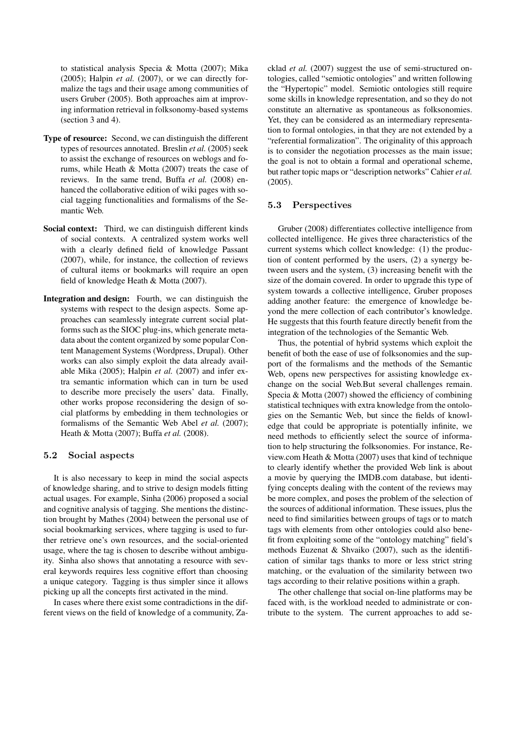to statistical analysis Specia & Motta (2007); Mika (2005); Halpin *et al.* (2007), or we can directly formalize the tags and their usage among communities of users Gruber (2005). Both approaches aim at improving information retrieval in folksonomy-based systems (section 3 and 4).

**Type of resource:** Second, we can distinguish the different types of resources annotated. Breslin *et al.* (2005) seek to assist the exchange of resources on weblogs and forums, while Heath & Motta (2007) treats the case of reviews. In the same trend, Buffa *et al.* (2008) enhanced the collaborative edition of wiki pages with social tagging functionalities and formalisms of the Semantic Web.

**Social context:** Third, we can distinguish different kinds of social contexts. A centralized system works well with a clearly defined field of knowledge Passant (2007), while, for instance, the collection of reviews of cultural items or bookmarks will require an open field of knowledge Heath & Motta (2007).

**Integration and design:** Fourth, we can distinguish the systems with respect to the design aspects. Some approaches can seamlessly integrate current social platforms such as the SIOC plug-ins, which generate metadata about the content organized by some popular Content Management Systems (Wordpress, Drupal). Other works can also simply exploit the data already available Mika (2005); Halpin *et al.* (2007) and infer extra semantic information which can in turn be used to describe more precisely the users' data. Finally, other works propose reconsidering the design of social platforms by embedding in them technologies or formalisms of the Semantic Web Abel *et al.* (2007); Heath & Motta (2007); Buffa *et al.* (2008).

### 5.2 Social aspects

It is also necessary to keep in mind the social aspects of knowledge sharing, and to strive to design models fitting actual usages. For example, Sinha (2006) proposed a social and cognitive analysis of tagging. She mentions the distinction brought by Mathes (2004) between the personal use of social bookmarking services, where tagging is used to further retrieve one's own resources, and the social-oriented usage, where the tag is chosen to describe without ambiguity. Sinha also shows that annotating a resource with several keywords requires less cognitive effort than choosing a unique category. Tagging is thus simpler since it allows picking up all the concepts first activated in the mind.

In cases where there exist some contradictions in the different views on the field of knowledge of a community, Zacklad *et al.* (2007) suggest the use of semi-structured ontologies, called "semiotic ontologies" and written following the "Hypertopic" model. Semiotic ontologies still require some skills in knowledge representation, and so they do not constitute an alternative as spontaneous as folksonomies. Yet, they can be considered as an intermediary representation to formal ontologies, in that they are not extended by a "referential formalization". The originality of this approach is to consider the negotiation processes as the main issue; the goal is not to obtain a formal and operational scheme, but rather topic maps or "description networks" Cahier *et al.* (2005).

### 5.3 Perspectives

Gruber (2008) differentiates collective intelligence from collected intelligence. He gives three characteristics of the current systems which collect knowledge: (1) the production of content performed by the users, (2) a synergy between users and the system, (3) increasing benefit with the size of the domain covered. In order to upgrade this type of system towards a collective intelligence, Gruber proposes adding another feature: the emergence of knowledge beyond the mere collection of each contributor's knowledge. He suggests that this fourth feature directly benefit from the integration of the technologies of the Semantic Web.

Thus, the potential of hybrid systems which exploit the benefit of both the ease of use of folksonomies and the support of the formalisms and the methods of the Semantic Web, opens new perspectives for assisting knowledge exchange on the social Web.But several challenges remain. Specia & Motta (2007) showed the efficiency of combining statistical techniques with extra knowledge from the ontologies on the Semantic Web, but since the fields of knowledge that could be appropriate is potentially infinite, we need methods to efficiently select the source of information to help structuring the folksonomies. For instance, Review.com Heath & Motta (2007) uses that kind of technique to clearly identify whether the provided Web link is about a movie by querying the IMDB.com database, but identifying concepts dealing with the content of the reviews may be more complex, and poses the problem of the selection of the sources of additional information. These issues, plus the need to find similarities between groups of tags or to match tags with elements from other ontologies could also benefit from exploiting some of the "ontology matching" field's methods Euzenat & Shvaiko (2007), such as the identification of similar tags thanks to more or less strict string matching, or the evaluation of the similarity between two tags according to their relative positions within a graph.

The other challenge that social on-line platforms may be faced with, is the workload needed to administrate or contribute to the system. The current approaches to add se-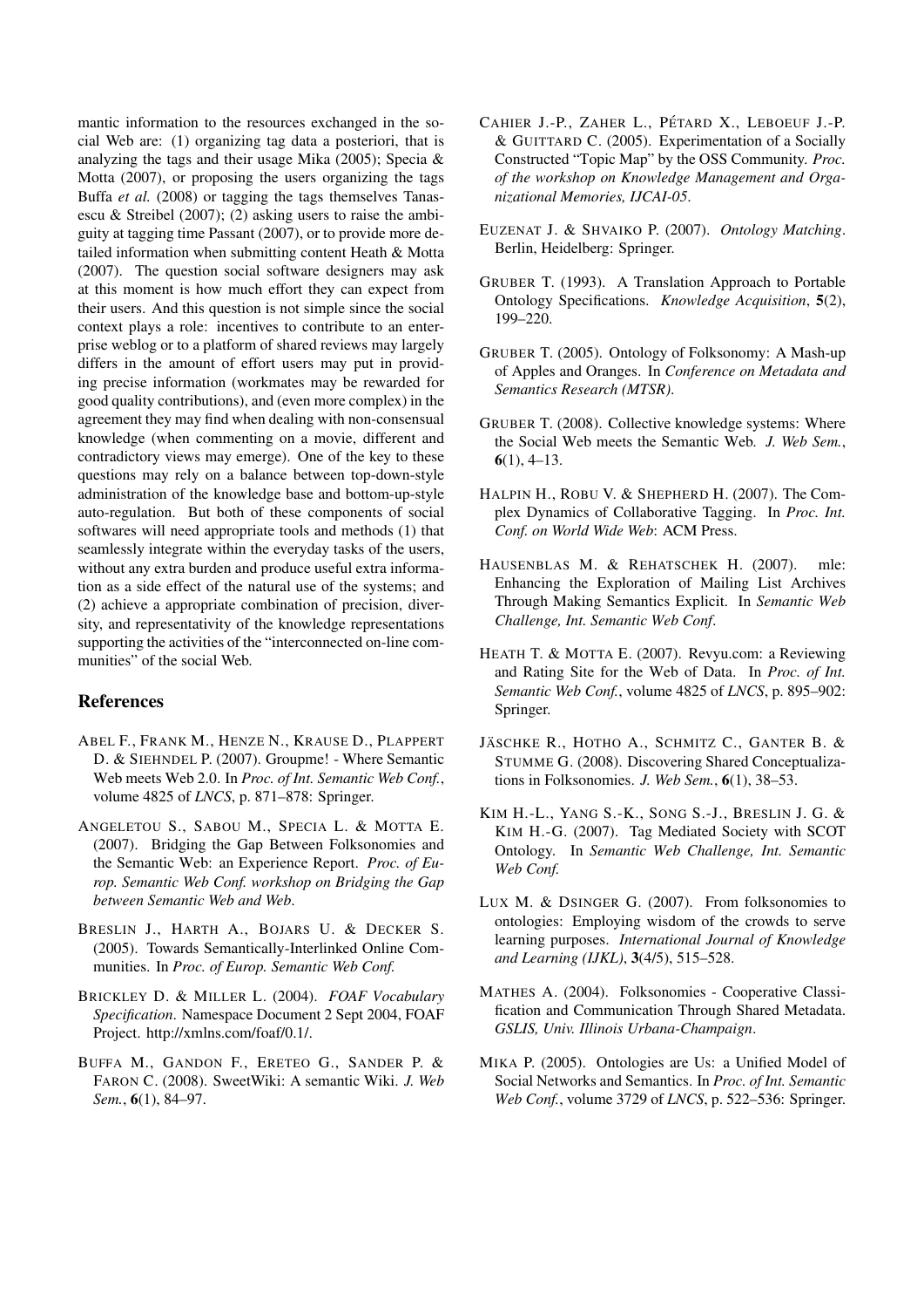mantic information to the resources exchanged in the social Web are: (1) organizing tag data a posteriori, that is analyzing the tags and their usage Mika (2005); Specia & Motta (2007), or proposing the users organizing the tags Buffa *et al.* (2008) or tagging the tags themselves Tanasescu & Streibel (2007); (2) asking users to raise the ambiguity at tagging time Passant (2007), or to provide more detailed information when submitting content Heath & Motta (2007). The question social software designers may ask at this moment is how much effort they can expect from their users. And this question is not simple since the social context plays a role: incentives to contribute to an enterprise weblog or to a platform of shared reviews may largely differs in the amount of effort users may put in providing precise information (workmates may be rewarded for good quality contributions), and (even more complex) in the agreement they may find when dealing with non-consensual knowledge (when commenting on a movie, different and contradictory views may emerge). One of the key to these questions may rely on a balance between top-down-style administration of the knowledge base and bottom-up-style auto-regulation. But both of these components of social softwares will need appropriate tools and methods (1) that seamlessly integrate within the everyday tasks of the users, without any extra burden and produce useful extra information as a side effect of the natural use of the systems; and (2) achieve a appropriate combination of precision, diversity, and representativity of the knowledge representations supporting the activities of the "interconnected on-line communities" of the social Web.

## References

ABEL F., FRANK M., HENZE N., KRAUSE D., PLAPPERT D. & SIEHNDEL P. (2007). Groupme! - Where Semantic Web meets Web 2.0. In *Proc. of Int. Semantic Web Conf.*, volume 4825 of *LNCS*, p. 871–878: Springer.

ANGELETOU S., SABOU M., SPECIA L. & MOTTA E. (2007). Bridging the Gap Between Folksonomies and the Semantic Web: an Experience Report. *Proc. of Europ. Semantic Web Conf. workshop on Bridging the Gap between Semantic Web and Web*.

BRESLIN J., HARTH A., BOJARS U. & DECKER S. (2005). Towards Semantically-Interlinked Online Communities. In *Proc. of Europ. Semantic Web Conf.*

BRICKLEY D. & MILLER L. (2004). *FOAF Vocabulary Specification*. Namespace Document 2 Sept 2004, FOAF Project. http://xmlns.com/foaf/0.1/.

BUFFA M., GANDON F., ERETEO G., SANDER P. & FARON C. (2008). SweetWiki: A semantic Wiki. *J. Web Sem.*, **6**(1), 84–97.

CAHIER J.-P., ZAHER L., PÉTARD X., LEBOEUF J.-P. & GUITTARD C. (2005). Experimentation of a Socially Constructed "Topic Map" by the OSS Community. *Proc. of the workshop on Knowledge Management and Organizational Memories, IJCAI-05*.

EUZENAT J. & SHVAIKO P. (2007). *Ontology Matching*. Berlin, Heidelberg: Springer.

GRUBER T. (1993). A Translation Approach to Portable Ontology Specifications. *Knowledge Acquisition*, **5**(2), 199–220.

GRUBER T. (2005). Ontology of Folksonomy: A Mash-up of Apples and Oranges. In *Conference on Metadata and Semantics Research (MTSR)*.

GRUBER T. (2008). Collective knowledge systems: Where the Social Web meets the Semantic Web. *J. Web Sem.*, **6**(1), 4–13.

HALPIN H., ROBU V. & SHEPHERD H. (2007). The Complex Dynamics of Collaborative Tagging. In *Proc. Int. Conf. on World Wide Web*: ACM Press.

HAUSENBLAS M. & REHATSCHEK H. (2007). mle: Enhancing the Exploration of Mailing List Archives Through Making Semantics Explicit. In *Semantic Web Challenge, Int. Semantic Web Conf.*

HEATH T. & MOTTA E. (2007). Revyu.com: a Reviewing and Rating Site for the Web of Data. In *Proc. of Int. Semantic Web Conf.*, volume 4825 of *LNCS*, p. 895–902: Springer.

JÄSCHKE R., HOTHO A., SCHMITZ C., GANTER B. & STUMME G. (2008). Discovering Shared Conceptualizations in Folksonomies. *J. Web Sem.*, **6**(1), 38–53.

KIM H.-L., YANG S.-K., SONG S.-J., BRESLIN J. G. & KIM H.-G. (2007). Tag Mediated Society with SCOT Ontology. In *Semantic Web Challenge, Int. Semantic Web Conf.*

LUX M. & DSINGER G. (2007). From folksonomies to ontologies: Employing wisdom of the crowds to serve learning purposes. *International Journal of Knowledge and Learning (IJKL)*, **3**(4/5), 515–528.

MATHES A. (2004). Folksonomies - Cooperative Classification and Communication Through Shared Metadata. *GSLIS, Univ. Illinois Urbana-Champaign*.

MIKA P. (2005). Ontologies are Us: a Unified Model of Social Networks and Semantics. In *Proc. of Int. Semantic Web Conf.*, volume 3729 of *LNCS*, p. 522–536: Springer.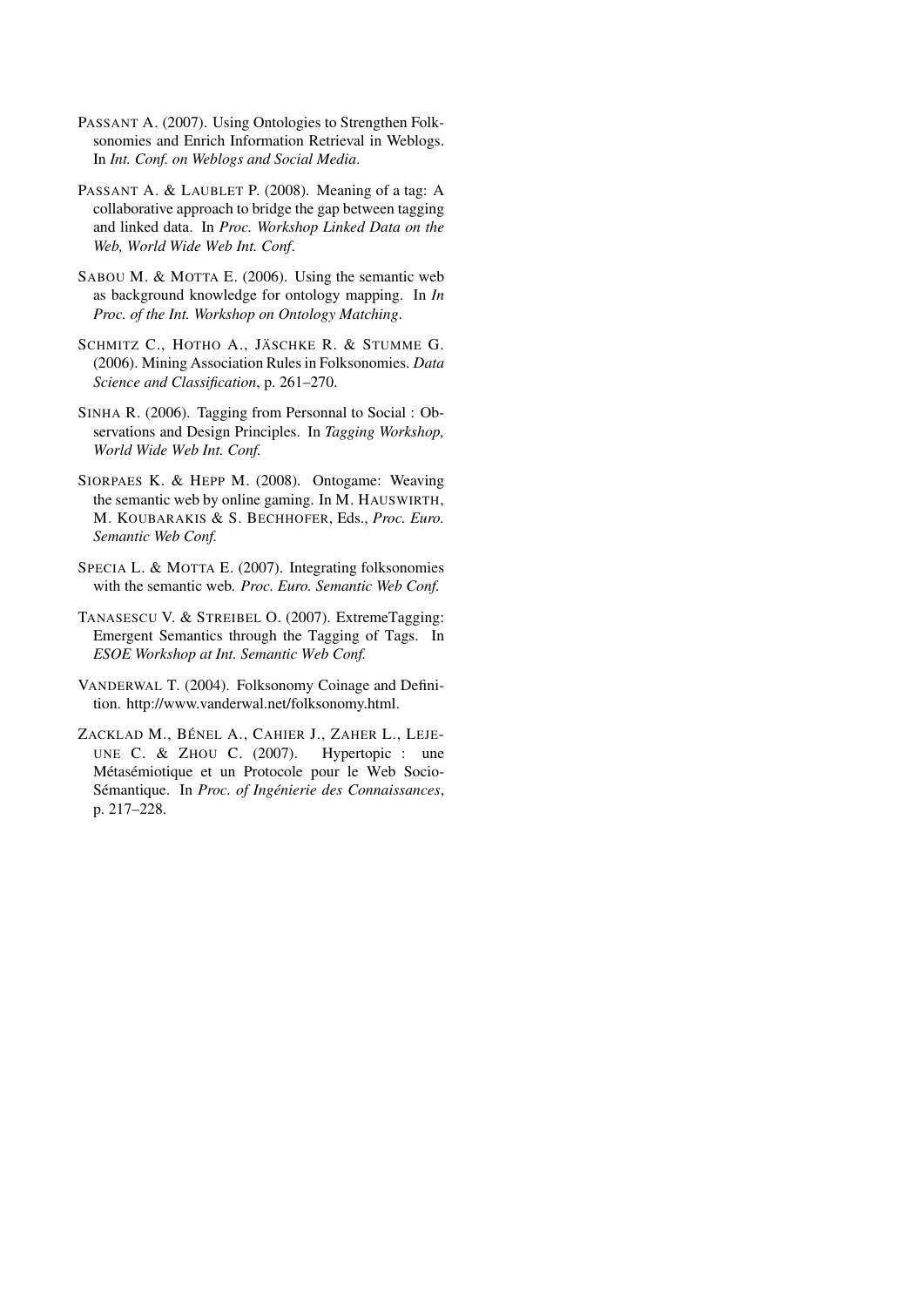PASSANT A. (2007). Using Ontologies to Strengthen Folksonomies and Enrich Information Retrieval in Weblogs. In *Int. Conf. on Weblogs and Social Media*.

PASSANT A. & LAUBLET P. (2008). Meaning of a tag: A collaborative approach to bridge the gap between tagging and linked data. In *Proc. Workshop Linked Data on the Web, World Wide Web Int. Conf*.

SABOU M. & MOTTA E. (2006). Using the semantic web as background knowledge for ontology mapping. In *In Proc. of the Int. Workshop on Ontology Matching*.

SCHMITZ C., HOTHO A., JÄSCHKE R. & STUMME G. (2006). Mining Association Rules in Folksonomies. *Data Science and Classification*, p. 261–270.

SINHA R. (2006). Tagging from Personnal to Social : Observations and Design Principles. In *Tagging Workshop, World Wide Web Int. Conf.*

SIORPAES K. & HEPP M. (2008). Ontogame: Weaving the semantic web by online gaming. In M. HAUSWIRTH, M. KOUBARAKIS & S. BECHHOFER, Eds., *Proc. Euro. Semantic Web Conf.*

SPECIA L. & MOTTA E. (2007). Integrating folksonomies with the semantic web. *Proc. Euro. Semantic Web Conf.*

TANASESCU V. & STREIBEL O. (2007). ExtremeTagging: Emergent Semantics through the Tagging of Tags. In *ESOE Workshop at Int. Semantic Web Conf.*

VANDERWAL T. (2004). Folksonomy Coinage and Definition. http://www.vanderwal.net/folksonomy.html.

ZACKLAD M., BÉNEL A., CAHIER J., ZAHER L., LEJEUNE C. & ZHOU C. (2007). Hypertopic : une Métasémiotique et un Protocole pour le Web Socio-Sémantique. In *Proc. of Ingénierie des Connaissances*, p. 217–228.